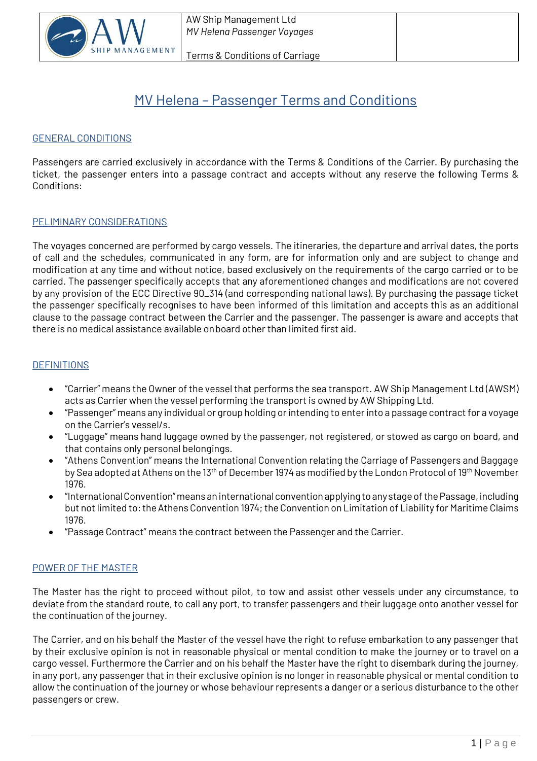# MV Helena – Passenger Terms and Conditions

## GENERAL CONDITIONS

Passengers are carried exclusively in accordance with the Terms & Conditions of the Carrier. By purchasing the ticket, the passenger enters into a passage contract and accepts without any reserve the following Terms & Conditions:

## PELIMINARY CONSIDERATIONS

The voyages concerned are performed by cargo vessels. The itineraries, the departure and arrival dates, the ports of call and the schedules, communicated in any form, are for information only and are subject to change and modification at any time and without notice, based exclusively on the requirements of the cargo carried or to be carried. The passenger specifically accepts that any aforementioned changes and modifications are not covered by any provision of the ECC Directive 90_314 (and corresponding national laws). By purchasing the passage ticket the passenger specifically recognises to have been informed of this limitation and accepts this as an additional clause to the passage contract between the Carrier and the passenger. The passenger is aware and accepts that there is no medical assistance available onboard other than limited first aid.

## DEFINITIONS

- "Carrier" means the Owner of the vessel that performs the sea transport. AW Ship Management Ltd (AWSM) acts as Carrier when the vessel performing the transport is owned by AW Shipping Ltd.
- "Passenger" means any individual or group holding or intending to enter into a passage contract for a voyage on the Carrier's vessel/s.
- "Luggage" means hand luggage owned by the passenger, not registered, or stowed as cargo on board, and that contains only personal belongings.
- "Athens Convention" means the International Convention relating the Carriage of Passengers and Baggage by Sea adopted at Athens on the 13th of December 1974 as modified by the London Protocol of 19th November 1976.
- "International Convention" means an international convention applying to any stage of the Passage, including but not limited to: the Athens Convention 1974; the Convention on Limitation of Liability for Maritime Claims 1976.
- "Passage Contract" means the contract between the Passenger and the Carrier.

## POWER OF THE MASTER

The Master has the right to proceed without pilot, to tow and assist other vessels under any circumstance, to deviate from the standard route, to call any port, to transfer passengers and their luggage onto another vessel for the continuation of the journey.

The Carrier, and on his behalf the Master of the vessel have the right to refuse embarkation to any passenger that by their exclusive opinion is not in reasonable physical or mental condition to make the journey or to travel on a cargo vessel. Furthermore the Carrier and on his behalf the Master have the right to disembark during the journey, in any port, any passenger that in their exclusive opinion is no longer in reasonable physical or mental condition to allow the continuation of the journey or whose behaviour represents a danger or a serious disturbance to the other passengers or crew.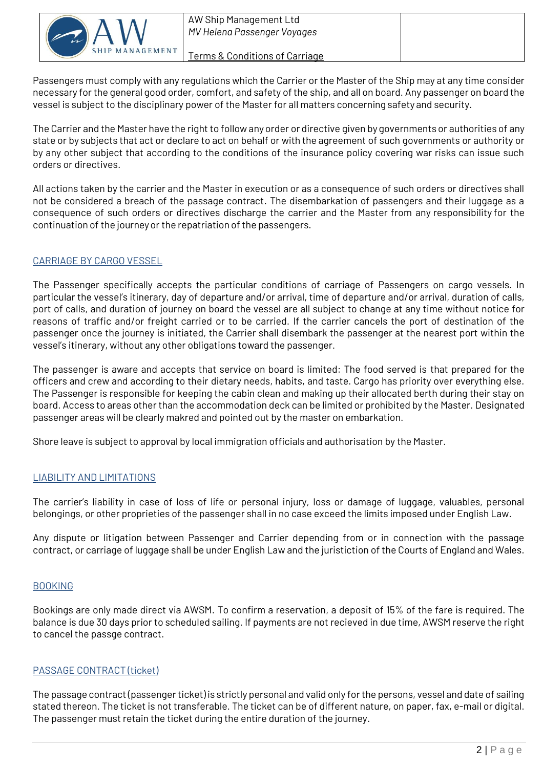Passengers must comply with any regulations which the Carrier or the Master of the Ship may at any time consider necessary for the general good order, comfort, and safety of the ship, and all on board. Any passenger on board the vessel is subject to the disciplinary power of the Master for all matters concerning safety and security.

The Carrier and the Master have the right to follow any order or directive given by governments or authorities of any state or by subjects that act or declare to act on behalf or with the agreement of such governments or authority or by any other subject that according to the conditions of the insurance policy covering war risks can issue such orders or directives.

All actions taken by the carrier and the Master in execution or as a consequence of such orders or directives shall not be considered a breach of the passage contract. The disembarkation of passengers and their luggage as a consequence of such orders or directives discharge the carrier and the Master from any responsibility for the continuation of the journey or the repatriation of the passengers.

## CARRIAGE BY CARGO VESSEL

The Passenger specifically accepts the particular conditions of carriage of Passengers on cargo vessels. In particular the vessel's itinerary, day of departure and/or arrival, time of departure and/or arrival, duration of calls, port of calls, and duration of journey on board the vessel are all subject to change at any time without notice for reasons of traffic and/or freight carried or to be carried. If the carrier cancels the port of destination of the passenger once the journey is initiated, the Carrier shall disembark the passenger at the nearest port within the vessel's itinerary, without any other obligations toward the passenger.

The passenger is aware and accepts that service on board is limited: The food served is that prepared for the officers and crew and according to their dietary needs, habits, and taste. Cargo has priority over everything else. The Passenger is responsible for keeping the cabin clean and making up their allocated berth during their stay on board. Access to areas other than the accommodation deck can be limited or prohibited by the Master. Designated passenger areas will be clearly makred and pointed out by the master on embarkation.

Shore leave is subject to approval by local immigration officials and authorisation by the Master.

## LIABILITY AND LIMITATIONS

The carrier's liability in case of loss of life or personal injury, loss or damage of luggage, valuables, personal belongings, or other proprieties of the passenger shall in no case exceed the limits imposed under English Law.

Any dispute or litigation between Passenger and Carrier depending from or in connection with the passage contract, or carriage of luggage shall be under English Law and the juristiction of the Courts of England and Wales.

## BOOKING

Bookings are only made direct via AWSM. To confirm a reservation, a deposit of 15% of the fare is required. The balance is due 30 days prior to scheduled sailing. If payments are not recieved in due time, AWSM reserve the right to cancel the passge contract.

## PASSAGE CONTRACT (ticket)

The passage contract (passenger ticket) is strictly personal and valid only for the persons, vessel and date of sailing stated thereon. The ticket is not transferable. The ticket can be of different nature, on paper, fax, e-mail or digital. The passenger must retain the ticket during the entire duration of the journey.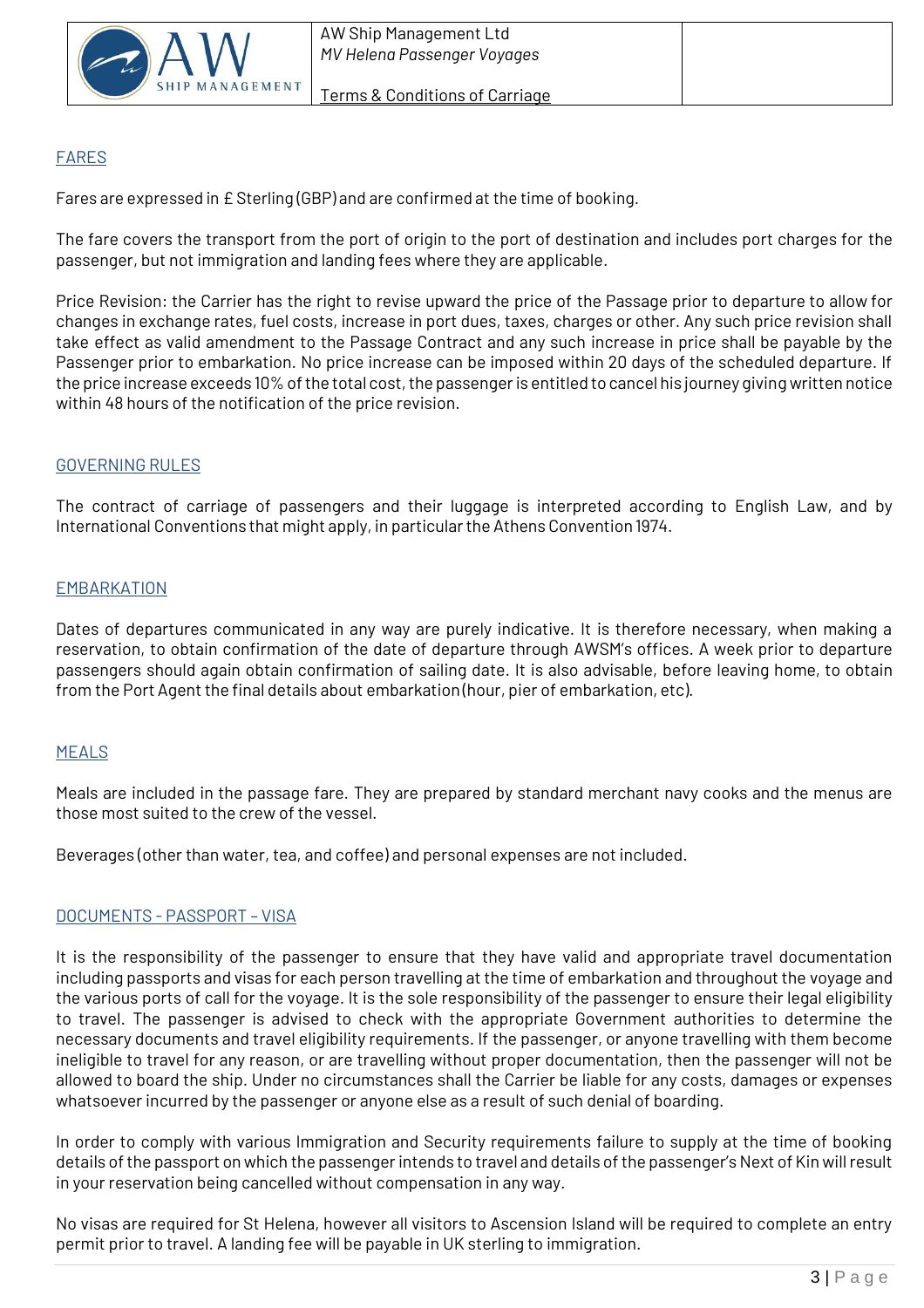## FARES

Fares are expressed in £ Sterling (GBP) and are confirmed at the time of booking.

The fare covers the transport from the port of origin to the port of destination and includes port charges for the passenger, but not immigration and landing fees where they are applicable.

Price Revision: the Carrier has the right to revise upward the price of the Passage prior to departure to allow for changes in exchange rates, fuel costs, increase in port dues, taxes, charges or other. Any such price revision shall take effect as valid amendment to the Passage Contract and any such increase in price shall be payable by the Passenger prior to embarkation. No price increase can be imposed within 20 days of the scheduled departure. If the price increase exceeds 10% of the total cost, the passenger is entitled to cancel his journey giving written notice within 48 hours of the notification of the price revision.

## GOVERNING RULES

The contract of carriage of passengers and their luggage is interpreted according to English Law, and by International Conventions that might apply, in particular the Athens Convention 1974.

## EMBARKATION

Dates of departures communicated in any way are purely indicative. It is therefore necessary, when making a reservation, to obtain confirmation of the date of departure through AWSM's offices. A week prior to departure passengers should again obtain confirmation of sailing date. It is also advisable, before leaving home, to obtain from the Port Agent the final details about embarkation (hour, pier of embarkation, etc).

## MEALS

Meals are included in the passage fare. They are prepared by standard merchant navy cooks and the menus are those most suited to the crew of the vessel.

Beverages (other than water, tea, and coffee) and personal expenses are not included.

## DOCUMENTS - PASSPORT – VISA

It is the responsibility of the passenger to ensure that they have valid and appropriate travel documentation including passports and visas for each person travelling at the time of embarkation and throughout the voyage and the various ports of call for the voyage. It is the sole responsibility of the passenger to ensure their legal eligibility to travel. The passenger is advised to check with the appropriate Government authorities to determine the necessary documents and travel eligibility requirements. If the passenger, or anyone travelling with them become ineligible to travel for any reason, or are travelling without proper documentation, then the passenger will not be allowed to board the ship. Under no circumstances shall the Carrier be liable for any costs, damages or expenses whatsoever incurred by the passenger or anyone else as a result of such denial of boarding.

In order to comply with various Immigration and Security requirements failure to supply at the time of booking details of the passport on which the passenger intends to travel and details of the passenger's Next of Kin will result in your reservation being cancelled without compensation in any way.

No visas are required for St Helena, however all visitors to Ascension Island will be required to complete an entry permit prior to travel. A landing fee will be payable in UK sterling to immigration.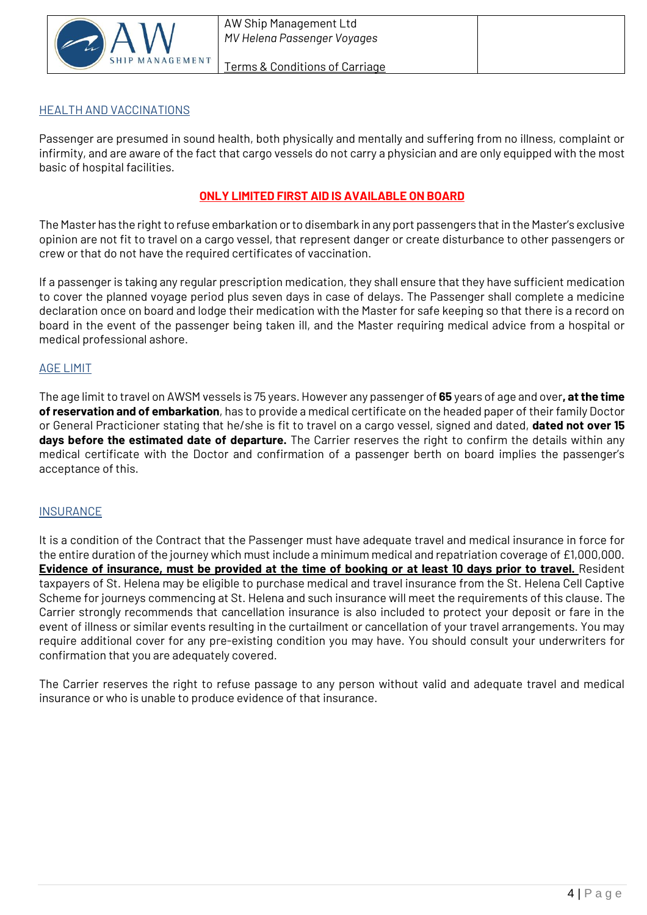## HEALTH AND VACCINATIONS

Passenger are presumed in sound health, both physically and mentally and suffering from no illness, complaint or infirmity, and are aware of the fact that cargo vessels do not carry a physician and are only equipped with the most basic of hospital facilities.

**ONLY LIMITED FIRST AID IS AVAILABLE ON BOARD**

The Master has the right to refuse embarkation or to disembark in any port passengers that in the Master's exclusive opinion are not fit to travel on a cargo vessel, that represent danger or create disturbance to other passengers or crew or that do not have the required certificates of vaccination.

If a passenger is taking any regular prescription medication, they shall ensure that they have sufficient medication to cover the planned voyage period plus seven days in case of delays. The Passenger shall complete a medicine declaration once on board and lodge their medication with the Master for safe keeping so that there is a record on board in the event of the passenger being taken ill, and the Master requiring medical advice from a hospital or medical professional ashore.

## AGE LIMIT

The age limit to travel on AWSM vessels is 75 years. However any passenger of **65** years of age and over**, at the time of reservation and of embarkation**, has to provide a medical certificate on the headed paper of their family Doctor or General Practicioner stating that he/she is fit to travel on a cargo vessel, signed and dated, **dated not over 15 days before the estimated date of departure.** The Carrier reserves the right to confirm the details within any medical certificate with the Doctor and confirmation of a passenger berth on board implies the passenger's acceptance of this.

## INSURANCE

It is a condition of the Contract that the Passenger must have adequate travel and medical insurance in force for the entire duration of the journey which must include a minimum medical and repatriation coverage of £1,000,000. **Evidence of insurance, must be provided at the time of booking or at least 10 days prior to travel.** Resident taxpayers of St. Helena may be eligible to purchase medical and travel insurance from the St. Helena Cell Captive Scheme for journeys commencing at St. Helena and such insurance will meet the requirements of this clause. The Carrier strongly recommends that cancellation insurance is also included to protect your deposit or fare in the event of illness or similar events resulting in the curtailment or cancellation of your travel arrangements. You may require additional cover for any pre-existing condition you may have. You should consult your underwriters for confirmation that you are adequately covered.

The Carrier reserves the right to refuse passage to any person without valid and adequate travel and medical insurance or who is unable to produce evidence of that insurance.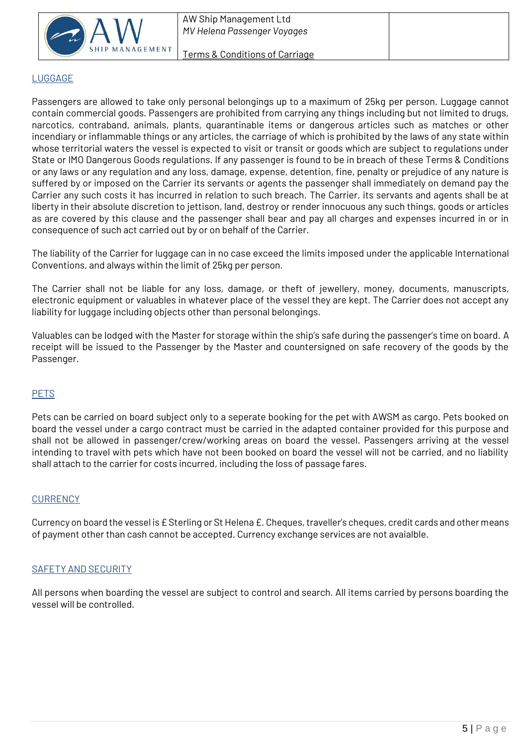## LUGGAGE

Passengers are allowed to take only personal belongings up to a maximum of 25kg per person. Luggage cannot contain commercial goods. Passengers are prohibited from carrying any things including but not limited to drugs, narcotics, contraband, animals, plants, quarantinable items or dangerous articles such as matches or other incendiary or inflammable things or any articles, the carriage of which is prohibited by the laws of any state within whose territorial waters the vessel is expected to visit or transit or goods which are subject to regulations under State or IMO Dangerous Goods regulations. If any passenger is found to be in breach of these Terms & Conditions or any laws or any regulation and any loss, damage, expense, detention, fine, penalty or prejudice of any nature is suffered by or imposed on the Carrier its servants or agents the passenger shall immediately on demand pay the Carrier any such costs it has incurred in relation to such breach. The Carrier, its servants and agents shall be at liberty in their absolute discretion to jettison, land, destroy or render innocuous any such things, goods or articles as are covered by this clause and the passenger shall bear and pay all charges and expenses incurred in or in consequence of such act carried out by or on behalf of the Carrier.

The liability of the Carrier for luggage can in no case exceed the limits imposed under the applicable International Conventions, and always within the limit of 25kg per person.

The Carrier shall not be liable for any loss, damage, or theft of jewellery, money, documents, manuscripts, electronic equipment or valuables in whatever place of the vessel they are kept. The Carrier does not accept any liability for luggage including objects other than personal belongings.

Valuables can be lodged with the Master for storage within the ship's safe during the passenger's time on board. A receipt will be issued to the Passenger by the Master and countersigned on safe recovery of the goods by the Passenger.

## PETS

Pets can be carried on board subject only to a seperate booking for the pet with AWSM as cargo. Pets booked on board the vessel under a cargo contract must be carried in the adapted container provided for this purpose and shall not be allowed in passenger/crew/working areas on board the vessel. Passengers arriving at the vessel intending to travel with pets which have not been booked on board the vessel will not be carried, and no liability shall attach to the carrier for costs incurred, including the loss of passage fares.

## CURRENCY

Currency on board the vessel is £ Sterling or St Helena £. Cheques, traveller's cheques, credit cards and other means of payment other than cash cannot be accepted. Currency exchange services are not avaialble.

## SAFETY AND SECURITY

All persons when boarding the vessel are subject to control and search. All items carried by persons boarding the vessel will be controlled.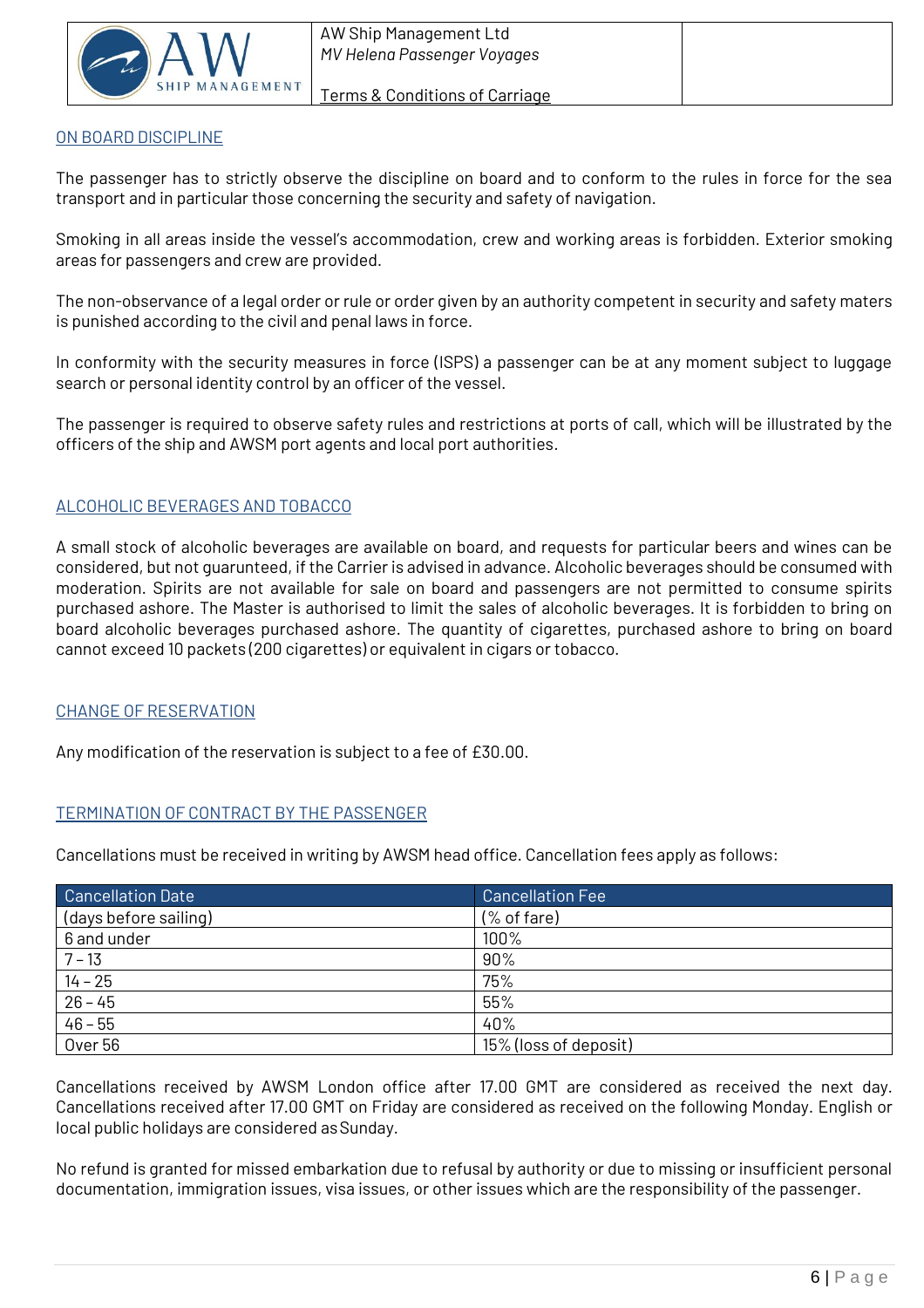## ON BOARD DISCIPLINE

The passenger has to strictly observe the discipline on board and to conform to the rules in force for the sea transport and in particular those concerning the security and safety of navigation.

Smoking in all areas inside the vessel's accommodation, crew and working areas is forbidden. Exterior smoking areas for passengers and crew are provided.

The non-observance of a legal order or rule or order given by an authority competent in security and safety maters is punished according to the civil and penal laws in force.

In conformity with the security measures in force (ISPS) a passenger can be at any moment subject to luggage search or personal identity control by an officer of the vessel.

The passenger is required to observe safety rules and restrictions at ports of call, which will be illustrated by the officers of the ship and AWSM port agents and local port authorities.

## ALCOHOLIC BEVERAGES AND TOBACCO

A small stock of alcoholic beverages are available on board, and requests for particular beers and wines can be considered, but not guarunteed, if the Carrier is advised in advance. Alcoholic beverages should be consumed with moderation. Spirits are not available for sale on board and passengers are not permitted to consume spirits purchased ashore. The Master is authorised to limit the sales of alcoholic beverages. It is forbidden to bring on board alcoholic beverages purchased ashore. The quantity of cigarettes, purchased ashore to bring on board cannot exceed 10 packets (200 cigarettes) or equivalent in cigars or tobacco.

## CHANGE OF RESERVATION

Any modification of the reservation is subject to a fee of £30.00.

## TERMINATION OF CONTRACT BY THE PASSENGER

Cancellations must be received in writing by AWSM head office. Cancellation fees apply as follows:

| Cancellation Date | Cancellation Fee |
|---|---|
| (days before sailing) | (% of fare) |
| 6 and under | 100% |
| 7 – 13 | 90% |
| 14 – 25 | 75% |
| 26 – 45 | 55% |
| 46 – 55 | 40% |
| Over 56 | 15% (loss of deposit) |

Cancellations received by AWSM London office after 17.00 GMT are considered as received the next day. Cancellations received after 17.00 GMT on Friday are considered as received on the following Monday. English or local public holidays are considered as Sunday.

No refund is granted for missed embarkation due to refusal by authority or due to missing or insufficient personal documentation, immigration issues, visa issues, or other issues which are the responsibility of the passenger.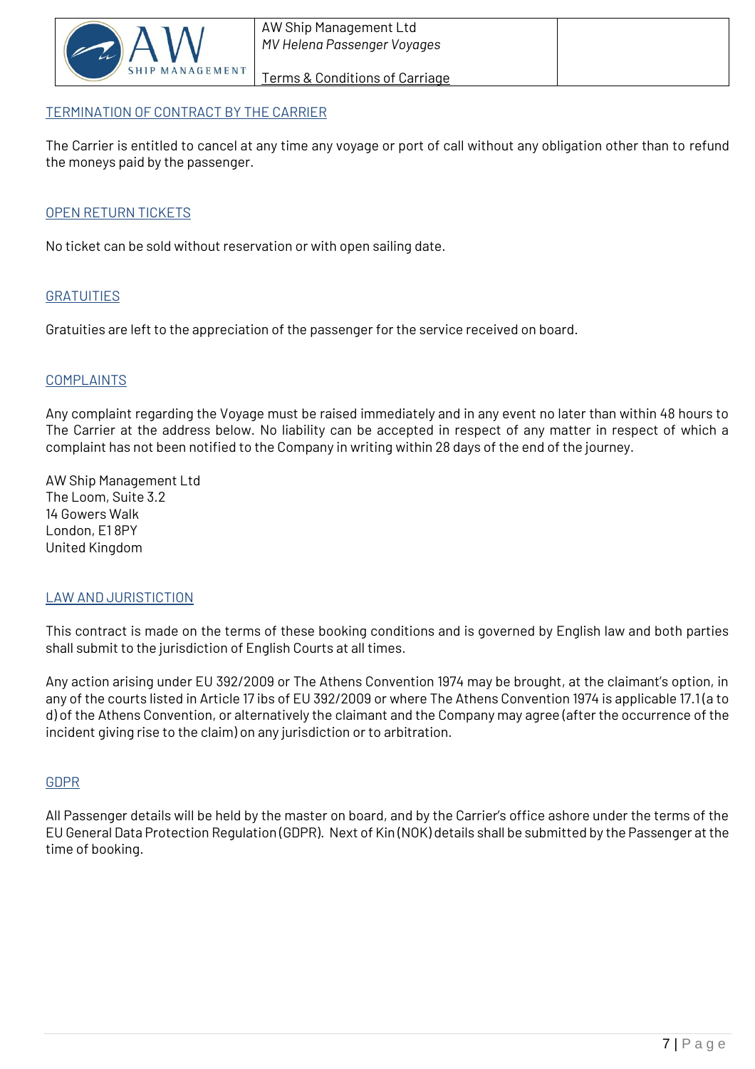## TERMINATION OF CONTRACT BY THE CARRIER

The Carrier is entitled to cancel at any time any voyage or port of call without any obligation other than to refund the moneys paid by the passenger.

## OPEN RETURN TICKETS

No ticket can be sold without reservation or with open sailing date.

## GRATUITIES

Gratuities are left to the appreciation of the passenger for the service received on board.

## COMPLAINTS

Any complaint regarding the Voyage must be raised immediately and in any event no later than within 48 hours to The Carrier at the address below. No liability can be accepted in respect of any matter in respect of which a complaint has not been notified to the Company in writing within 28 days of the end of the journey.

AW Ship Management Ltd
The Loom, Suite 3.2
14 Gowers Walk
London, E1 8PY
United Kingdom

## LAW AND JURISTICTION

This contract is made on the terms of these booking conditions and is governed by English law and both parties shall submit to the jurisdiction of English Courts at all times.

Any action arising under EU 392/2009 or The Athens Convention 1974 may be brought, at the claimant's option, in any of the courts listed in Article 17 ibs of EU 392/2009 or where The Athens Convention 1974 is applicable 17.1 (a to d) of the Athens Convention, or alternatively the claimant and the Company may agree (after the occurrence of the incident giving rise to the claim) on any jurisdiction or to arbitration.

## GDPR

All Passenger details will be held by the master on board, and by the Carrier's office ashore under the terms of the EU General Data Protection Regulation (GDPR). Next of Kin (NOK) details shall be submitted by the Passenger at the time of booking.